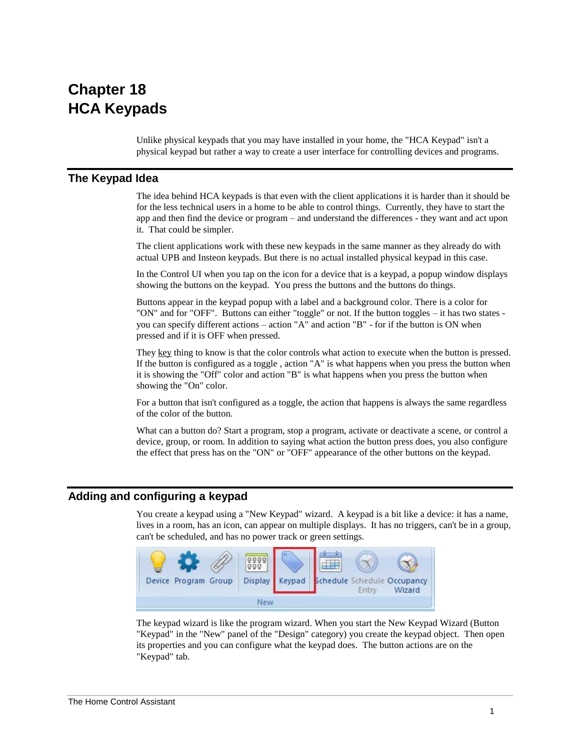# Chapter 18
# HCA Keypads

Unlike physical keypads that you may have installed in your home, the "HCA Keypad" isn't a physical keypad but rather a way to create a user interface for controlling devices and programs.

## The Keypad Idea

The idea behind HCA keypads is that even with the client applications it is harder than it should be for the less technical users in a home to be able to control things. Currently, they have to start the app and then find the device or program – and understand the differences - they want and act upon it. That could be simpler.

The client applications work with these new keypads in the same manner as they already do with actual UPB and Insteon keypads. But there is no actual installed physical keypad in this case.

In the Control UI when you tap on the icon for a device that is a keypad, a popup window displays showing the buttons on the keypad. You press the buttons and the buttons do things.

Buttons appear in the keypad popup with a label and a background color. There is a color for "ON" and for "OFF". Buttons can either "toggle" or not. If the button toggles – it has two states - you can specify different actions – action "A" and action "B" - for if the button is ON when pressed and if it is OFF when pressed.

They key thing to know is that the color controls what action to execute when the button is pressed. If the button is configured as a toggle , action "A" is what happens when you press the button when it is showing the "Off" color and action "B" is what happens when you press the button when showing the "On" color.

For a button that isn't configured as a toggle, the action that happens is always the same regardless of the color of the button.

What can a button do? Start a program, stop a program, activate or deactivate a scene, or control a device, group, or room. In addition to saying what action the button press does, you also configure the effect that press has on the "ON" or "OFF" appearance of the other buttons on the keypad.

## Adding and configuring a keypad

You create a keypad using a "New Keypad" wizard. A keypad is a bit like a device: it has a name, lives in a room, has an icon, can appear on multiple displays. It has no triggers, can't be in a group, can't be scheduled, and has no power track or green settings.

Device Program Group Display Keypad Schedule Schedule Entry Occupancy Wizard
New

The keypad wizard is like the program wizard. When you start the New Keypad Wizard (Button "Keypad" in the "New" panel of the "Design" category) you create the keypad object. Then open its properties and you can configure what the keypad does. The button actions are on the "Keypad" tab.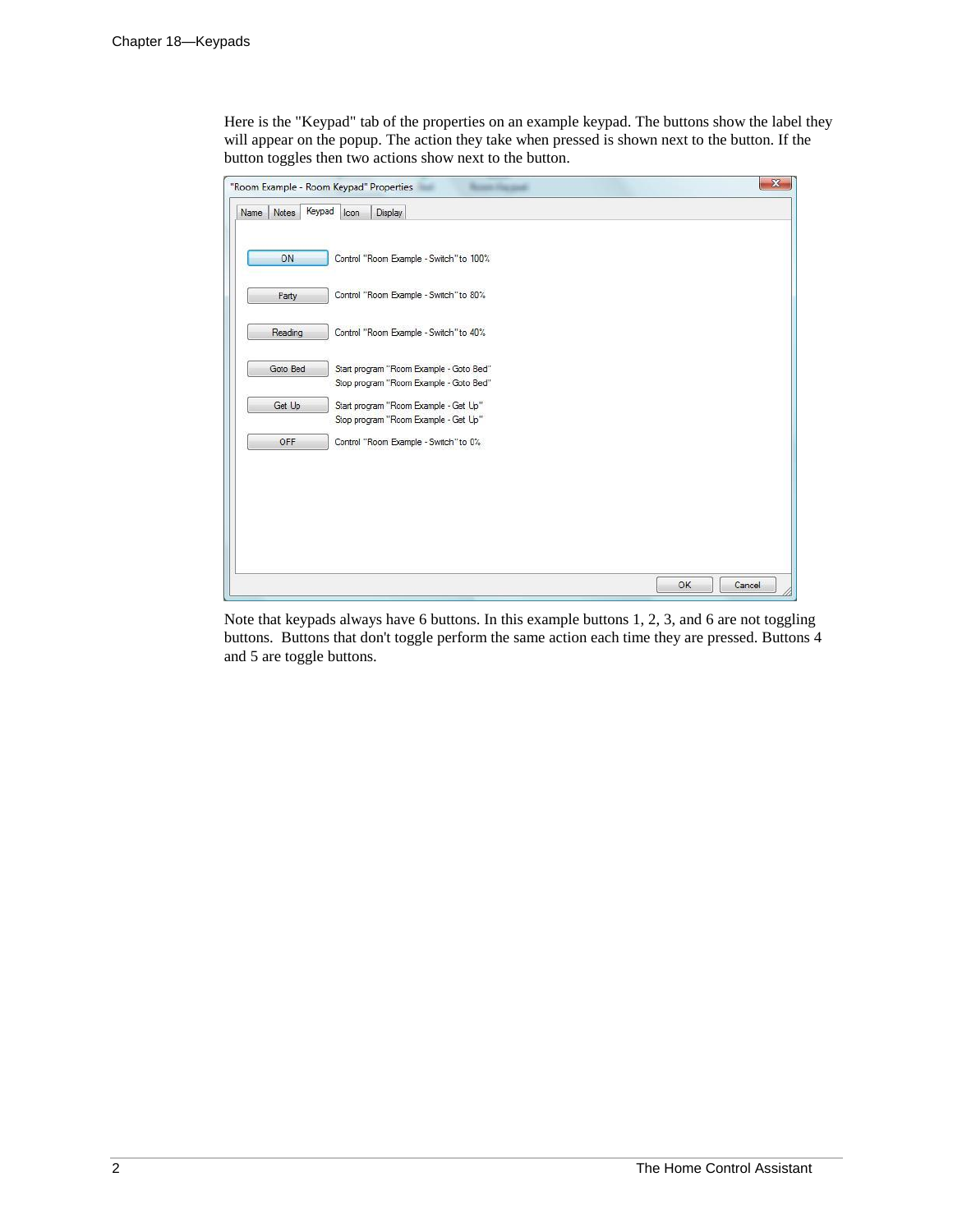Here is the "Keypad" tab of the properties on an example keypad. The buttons show the label they will appear on the popup. The action they take when pressed is shown next to the button. If the button toggles then two actions show next to the button.

"Room Example - Room Keypad" Properties

Name | Notes | Keypad | Icon | Display

| Button | Action |
|---|---|
| ON | Control "Room Example - Switch" to 100% |
| Party | Control "Room Example - Switch" to 80% |
| Reading | Control "Room Example - Switch" to 40% |
| Goto Bed | Start program "Room Example - Goto Bed"<br>Stop program "Room Example - Goto Bed" |
| Get Up | Start program "Room Example - Get Up"<br>Stop program "Room Example - Get Up" |
| OFF | Control "Room Example - Switch" to 0% |

OK | Cancel

Note that keypads always have 6 buttons. In this example buttons 1, 2, 3, and 6 are not toggling buttons. Buttons that don't toggle perform the same action each time they are pressed. Buttons 4 and 5 are toggle buttons.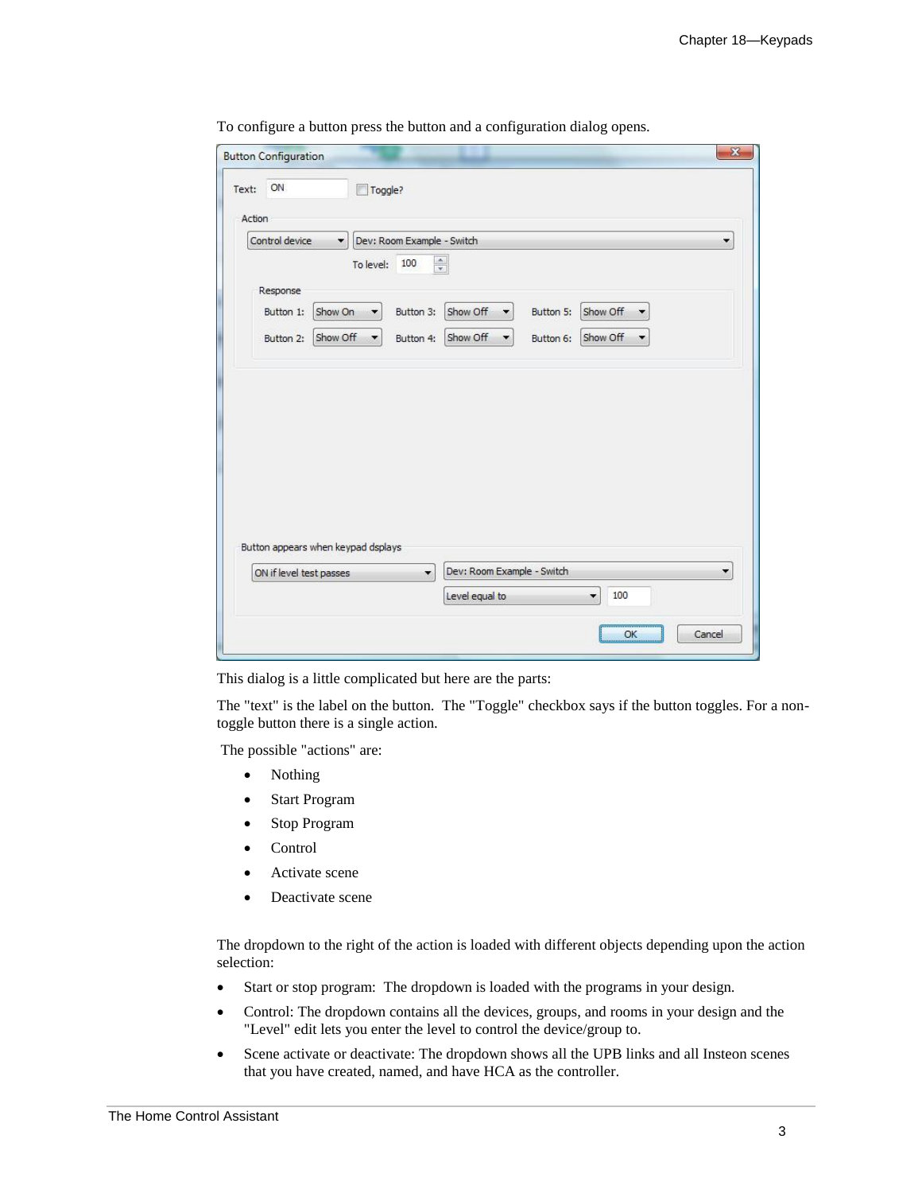To configure a button press the button and a configuration dialog opens.

This dialog is a little complicated but here are the parts:

The "text" is the label on the button. The "Toggle" checkbox says if the button toggles. For a non-toggle button there is a single action.

The possible "actions" are:

- Nothing
- Start Program
- Stop Program
- Control
- Activate scene
- Deactivate scene

The dropdown to the right of the action is loaded with different objects depending upon the action selection:

- Start or stop program: The dropdown is loaded with the programs in your design.
- Control: The dropdown contains all the devices, groups, and rooms in your design and the "Level" edit lets you enter the level to control the device/group to.
- Scene activate or deactivate: The dropdown shows all the UPB links and all Insteon scenes that you have created, named, and have HCA as the controller.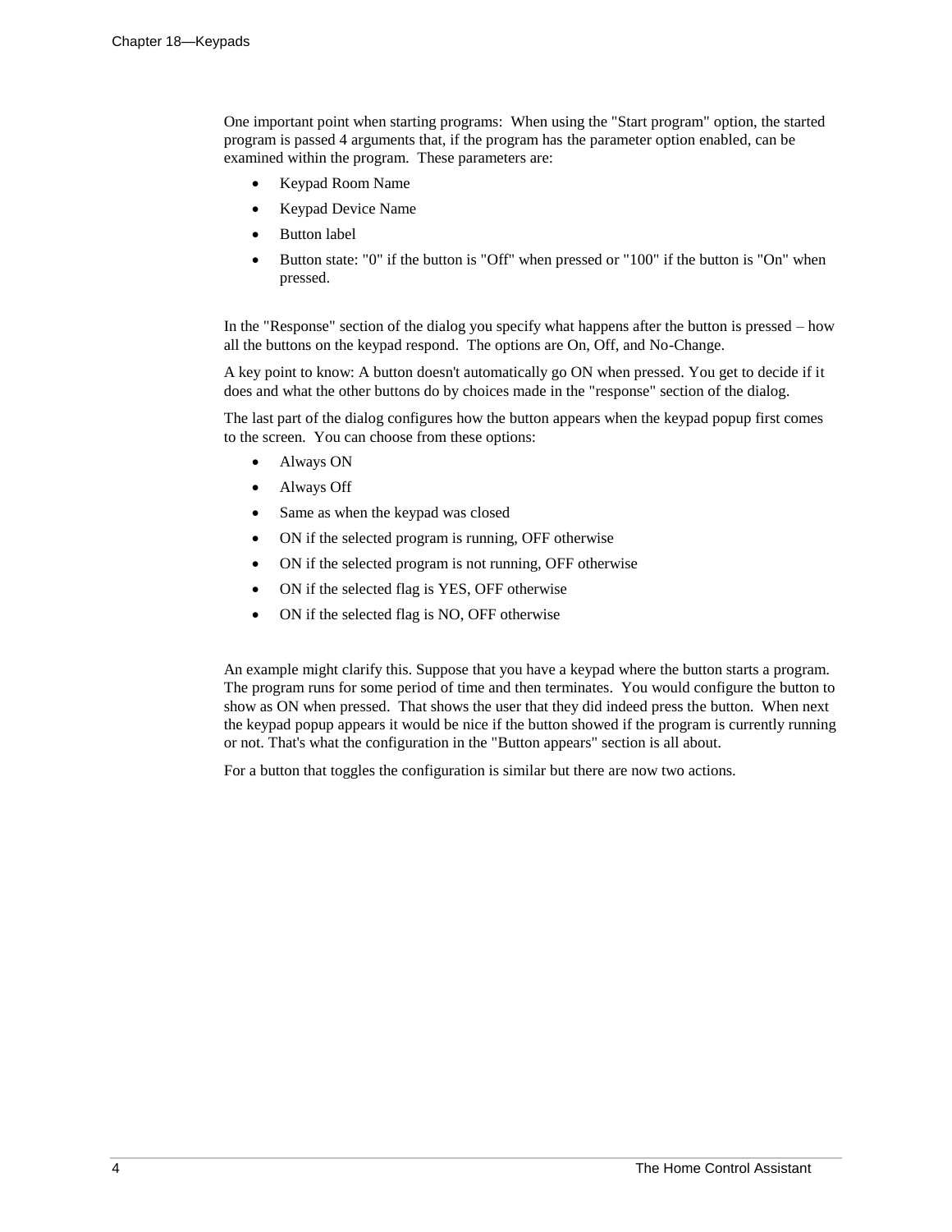One important point when starting programs: When using the "Start program" option, the started program is passed 4 arguments that, if the program has the parameter option enabled, can be examined within the program. These parameters are:

- Keypad Room Name
- Keypad Device Name
- Button label
- Button state: "0" if the button is "Off" when pressed or "100" if the button is "On" when pressed.

In the "Response" section of the dialog you specify what happens after the button is pressed – how all the buttons on the keypad respond. The options are On, Off, and No-Change.

A key point to know: A button doesn't automatically go ON when pressed. You get to decide if it does and what the other buttons do by choices made in the "response" section of the dialog.

The last part of the dialog configures how the button appears when the keypad popup first comes to the screen. You can choose from these options:

- Always ON
- Always Off
- Same as when the keypad was closed
- ON if the selected program is running, OFF otherwise
- ON if the selected program is not running, OFF otherwise
- ON if the selected flag is YES, OFF otherwise
- ON if the selected flag is NO, OFF otherwise

An example might clarify this. Suppose that you have a keypad where the button starts a program. The program runs for some period of time and then terminates. You would configure the button to show as ON when pressed. That shows the user that they did indeed press the button. When next the keypad popup appears it would be nice if the button showed if the program is currently running or not. That's what the configuration in the "Button appears" section is all about.

For a button that toggles the configuration is similar but there are now two actions.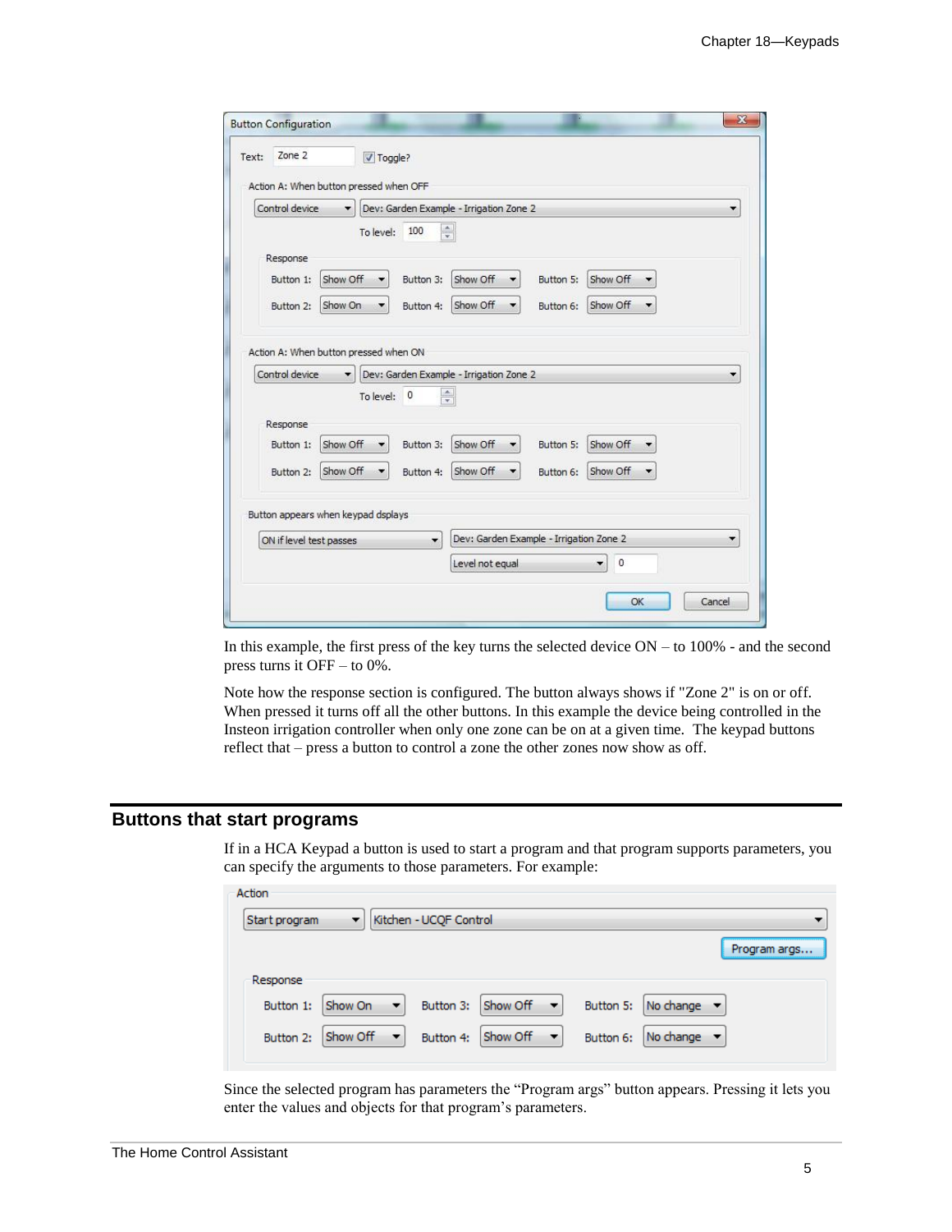In this example, the first press of the key turns the selected device ON – to 100% - and the second press turns it OFF – to 0%.

Note how the response section is configured. The button always shows if "Zone 2" is on or off. When pressed it turns off all the other buttons. In this example the device being controlled in the Insteon irrigation controller when only one zone can be on at a given time. The keypad buttons reflect that – press a button to control a zone the other zones now show as off.

## Buttons that start programs

If in a HCA Keypad a button is used to start a program and that program supports parameters, you can specify the arguments to those parameters. For example:

Since the selected program has parameters the “Program args” button appears. Pressing it lets you enter the values and objects for that program’s parameters.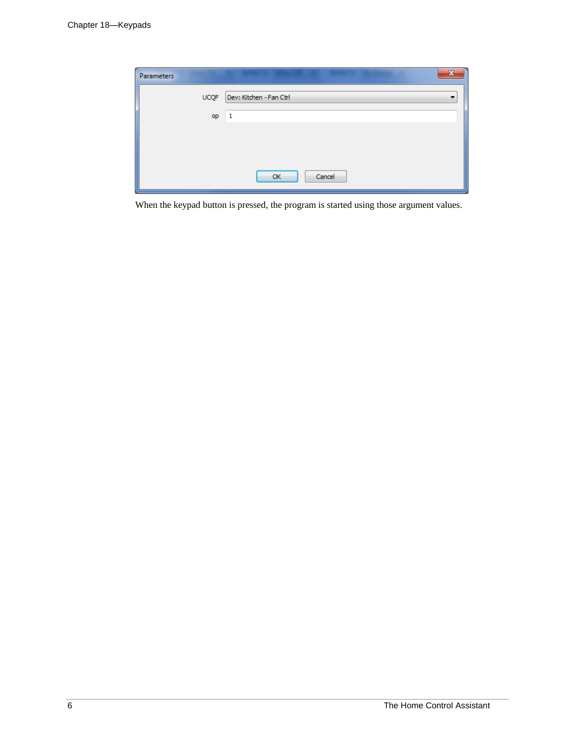When the keypad button is pressed, the program is started using those argument values.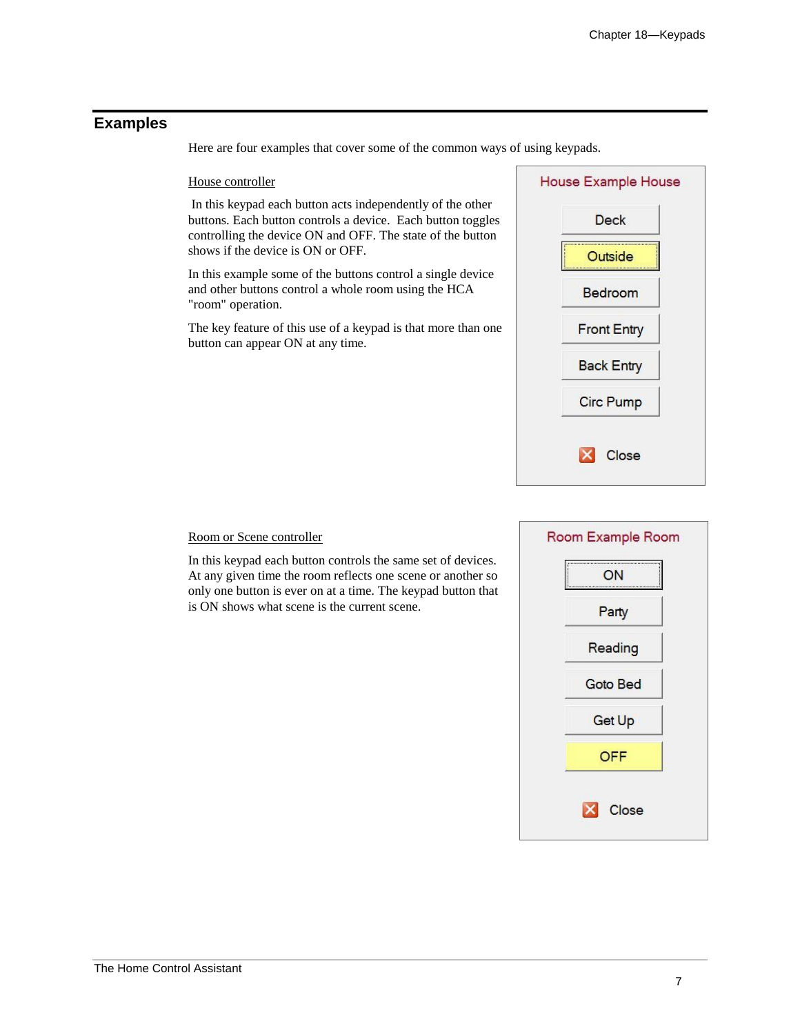## Examples

Here are four examples that cover some of the common ways of using keypads.

House controller

In this keypad each button acts independently of the other buttons. Each button controls a device. Each button toggles controlling the device ON and OFF. The state of the button shows if the device is ON or OFF.

In this example some of the buttons control a single device and other buttons control a whole room using the HCA "room" operation.

The key feature of this use of a keypad is that more than one button can appear ON at any time.

House Example House

- Deck
- Outside
- Bedroom
- Front Entry
- Back Entry
- Circ Pump
- Close

Room or Scene controller

In this keypad each button controls the same set of devices. At any given time the room reflects one scene or another so only one button is ever on at a time. The keypad button that is ON shows what scene is the current scene.

Room Example Room

- ON
- Party
- Reading
- Goto Bed
- Get Up
- OFF
- Close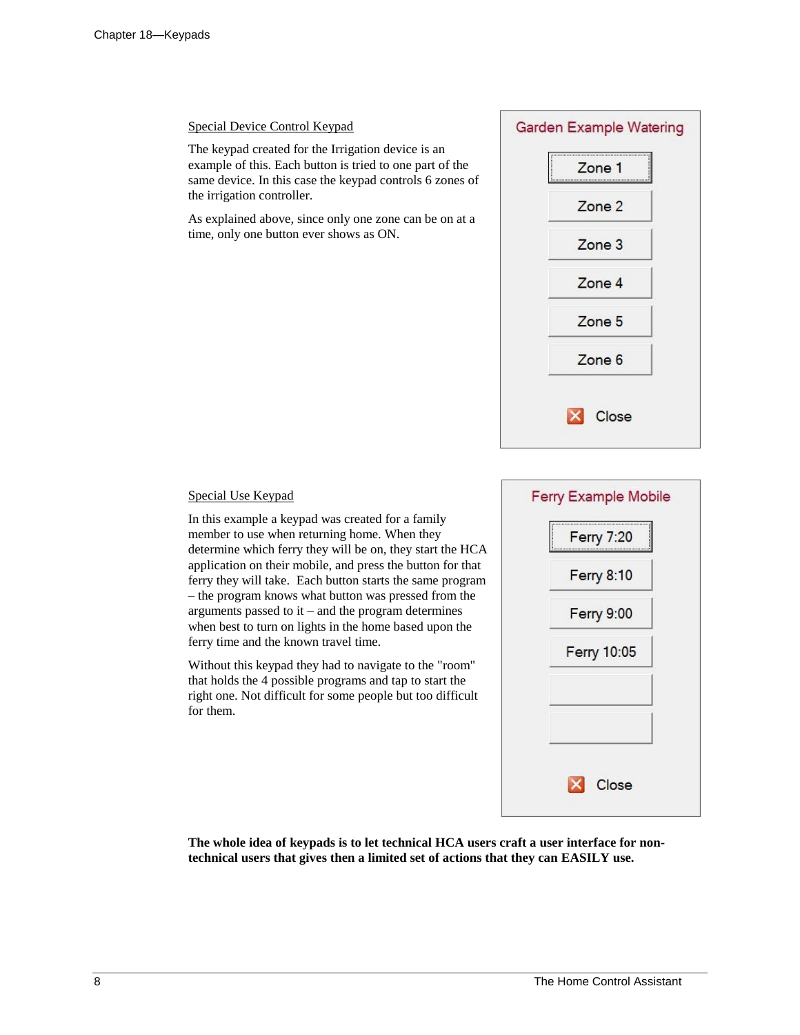Special Device Control Keypad

The keypad created for the Irrigation device is an example of this. Each button is tried to one part of the same device. In this case the keypad controls 6 zones of the irrigation controller.

As explained above, since only one zone can be on at a time, only one button ever shows as ON.

Garden Example Watering

Zone 1

Zone 2

Zone 3

Zone 4

Zone 5

Zone 6

Close

Special Use Keypad

In this example a keypad was created for a family member to use when returning home. When they determine which ferry they will be on, they start the HCA application on their mobile, and press the button for that ferry they will take. Each button starts the same program – the program knows what button was pressed from the arguments passed to it – and the program determines when best to turn on lights in the home based upon the ferry time and the known travel time.

Without this keypad they had to navigate to the "room" that holds the 4 possible programs and tap to start the right one. Not difficult for some people but too difficult for them.

Ferry Example Mobile

Ferry 7:20

Ferry 8:10

Ferry 9:00

Ferry 10:05

Close

**The whole idea of keypads is to let technical HCA users craft a user interface for non-technical users that gives then a limited set of actions that they can EASILY use.**